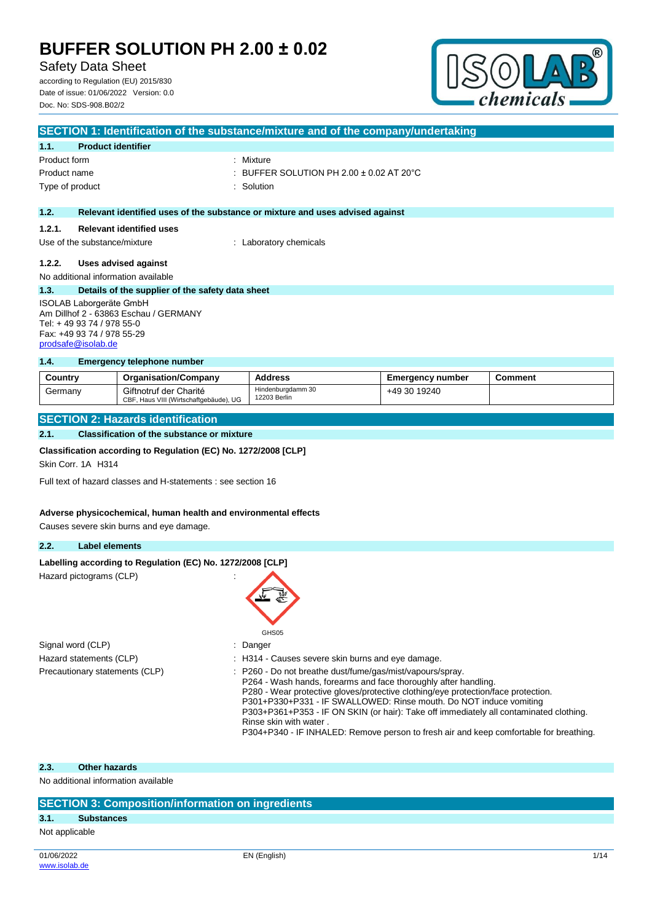# BUFFER SOLUTION PH 2.00 ± 0.02

Safety Data Sheet

according to Regulation (EU) 2015/830
Date of issue: 01/06/2022 Version: 0.0
Doc. No: SDS-908.B02/2

## SECTION 1: Identification of the substance/mixture and of the company/undertaking

### 1.1. Product identifier

Product form : Mixture
Product name : BUFFER SOLUTION PH 2.00 ± 0.02 AT 20°C
Type of product : Solution

### 1.2. Relevant identified uses of the substance or mixture and uses advised against

#### 1.2.1. Relevant identified uses

Use of the substance/mixture : Laboratory chemicals

#### 1.2.2. Uses advised against

No additional information available

### 1.3. Details of the supplier of the safety data sheet

ISOLAB Laborgeräte GmbH
Am Dillhof 2 - 63863 Eschau / GERMANY
Tel: + 49 93 74 / 978 55-0
Fax: +49 93 74 / 978 55-29
prodsafe@isolab.de

### 1.4. Emergency telephone number

| Country | Organisation/Company | Address | Emergency number | Comment |
|---|---|---|---|---|
| Germany | Giftnotruf der Charité<br>CBF, Haus VIII (Wirtschaftgebäude), UG | Hindenburgdamm 30<br>12203 Berlin | +49 30 19240 | |

## SECTION 2: Hazards identification

### 2.1. Classification of the substance or mixture

**Classification according to Regulation (EC) No. 1272/2008 [CLP]**

Skin Corr. 1A H314

Full text of hazard classes and H-statements : see section 16

**Adverse physicochemical, human health and environmental effects**

Causes severe skin burns and eye damage.

### 2.2. Label elements

**Labelling according to Regulation (EC) No. 1272/2008 [CLP]**

Hazard pictograms (CLP) :

GHS05

Signal word (CLP) : Danger

Hazard statements (CLP) : H314 - Causes severe skin burns and eye damage.

Precautionary statements (CLP) : P260 - Do not breathe dust/fume/gas/mist/vapours/spray.
P264 - Wash hands, forearms and face thoroughly after handling.
P280 - Wear protective gloves/protective clothing/eye protection/face protection.
P301+P330+P331 - IF SWALLOWED: Rinse mouth. Do NOT induce vomiting
P303+P361+P353 - IF ON SKIN (or hair): Take off immediately all contaminated clothing. Rinse skin with water .
P304+P340 - IF INHALED: Remove person to fresh air and keep comfortable for breathing.

### 2.3. Other hazards

No additional information available

## SECTION 3: Composition/information on ingredients

### 3.1. Substances

Not applicable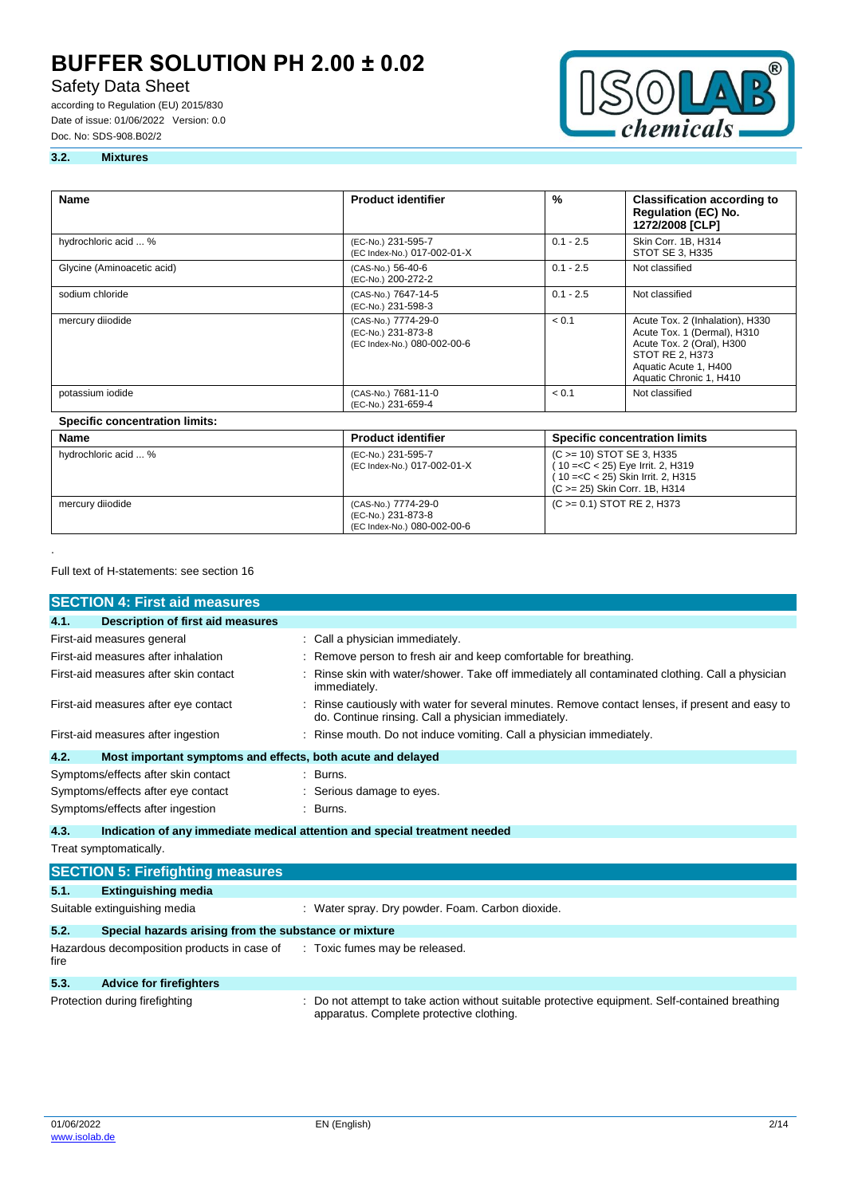### 3.2. Mixtures

| Name | Product identifier | % | Classification according to Regulation (EC) No. 1272/2008 [CLP] |
|---|---|---|---|
| hydrochloric acid ... % | (EC-No.) 231-595-7<br>(EC Index-No.) 017-002-01-X | 0.1 - 2.5 | Skin Corr. 1B, H314<br>STOT SE 3, H335 |
| Glycine (Aminoacetic acid) | (CAS-No.) 56-40-6<br>(EC-No.) 200-272-2 | 0.1 - 2.5 | Not classified |
| sodium chloride | (CAS-No.) 7647-14-5<br>(EC-No.) 231-598-3 | 0.1 - 2.5 | Not classified |
| mercury diiodide | (CAS-No.) 7774-29-0<br>(EC-No.) 231-873-8<br>(EC Index-No.) 080-002-00-6 | < 0.1 | Acute Tox. 2 (Inhalation), H330<br>Acute Tox. 1 (Dermal), H310<br>Acute Tox. 2 (Oral), H300<br>STOT RE 2, H373<br>Aquatic Acute 1, H400<br>Aquatic Chronic 1, H410 |
| potassium iodide | (CAS-No.) 7681-11-0<br>(EC-No.) 231-659-4 | < 0.1 | Not classified |

**Specific concentration limits:**

| Name | Product identifier | Specific concentration limits |
|---|---|---|
| hydrochloric acid ... % | (EC-No.) 231-595-7<br>(EC Index-No.) 017-002-01-X | (C >= 10) STOT SE 3, H335<br>( 10 =<C < 25) Eye Irrit. 2, H319<br>( 10 =<C < 25) Skin Irrit. 2, H315<br>(C >= 25) Skin Corr. 1B, H314 |
| mercury diiodide | (CAS-No.) 7774-29-0<br>(EC-No.) 231-873-8<br>(EC Index-No.) 080-002-00-6 | (C >= 0.1) STOT RE 2, H373 |

.

Full text of H-statements: see section 16

## SECTION 4: First aid measures

### 4.1. Description of first aid measures

First-aid measures general : Call a physician immediately.

First-aid measures after inhalation : Remove person to fresh air and keep comfortable for breathing.

First-aid measures after skin contact : Rinse skin with water/shower. Take off immediately all contaminated clothing. Call a physician immediately.

First-aid measures after eye contact : Rinse cautiously with water for several minutes. Remove contact lenses, if present and easy to do. Continue rinsing. Call a physician immediately.

First-aid measures after ingestion : Rinse mouth. Do not induce vomiting. Call a physician immediately.

### 4.2. Most important symptoms and effects, both acute and delayed

Symptoms/effects after skin contact : Burns.

Symptoms/effects after eye contact : Serious damage to eyes.

Symptoms/effects after ingestion : Burns.

### 4.3. Indication of any immediate medical attention and special treatment needed

Treat symptomatically.

## SECTION 5: Firefighting measures

### 5.1. Extinguishing media

Suitable extinguishing media : Water spray. Dry powder. Foam. Carbon dioxide.

### 5.2. Special hazards arising from the substance or mixture

Hazardous decomposition products in case of fire : Toxic fumes may be released.

### 5.3. Advice for firefighters

Protection during firefighting : Do not attempt to take action without suitable protective equipment. Self-contained breathing apparatus. Complete protective clothing.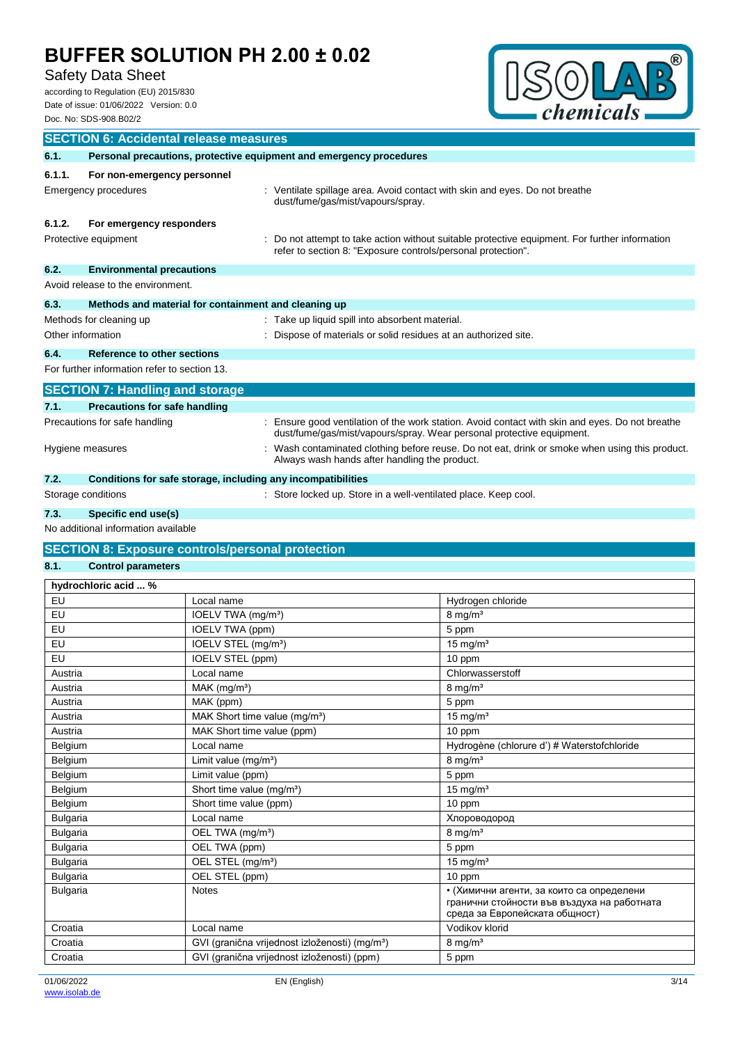## SECTION 6: Accidental release measures

### 6.1. Personal precautions, protective equipment and emergency procedures

#### 6.1.1. For non-emergency personnel

Emergency procedures : Ventilate spillage area. Avoid contact with skin and eyes. Do not breathe dust/fume/gas/mist/vapours/spray.

#### 6.1.2. For emergency responders

Protective equipment : Do not attempt to take action without suitable protective equipment. For further information refer to section 8: "Exposure controls/personal protection".

### 6.2. Environmental precautions

Avoid release to the environment.

### 6.3. Methods and material for containment and cleaning up

Methods for cleaning up : Take up liquid spill into absorbent material.

Other information : Dispose of materials or solid residues at an authorized site.

### 6.4. Reference to other sections

For further information refer to section 13.

## SECTION 7: Handling and storage

### 7.1. Precautions for safe handling

Precautions for safe handling : Ensure good ventilation of the work station. Avoid contact with skin and eyes. Do not breathe dust/fume/gas/mist/vapours/spray. Wear personal protective equipment.

Hygiene measures : Wash contaminated clothing before reuse. Do not eat, drink or smoke when using this product. Always wash hands after handling the product.

### 7.2. Conditions for safe storage, including any incompatibilities

Storage conditions : Store locked up. Store in a well-ventilated place. Keep cool.

### 7.3. Specific end use(s)

No additional information available

## SECTION 8: Exposure controls/personal protection

### 8.1. Control parameters

| hydrochloric acid ... % | | |
|---|---|---|
| EU | Local name | Hydrogen chloride |
| EU | IOELV TWA (mg/m³) | 8 mg/m³ |
| EU | IOELV TWA (ppm) | 5 ppm |
| EU | IOELV STEL (mg/m³) | 15 mg/m³ |
| EU | IOELV STEL (ppm) | 10 ppm |
| Austria | Local name | Chlorwasserstoff |
| Austria | MAK (mg/m³) | 8 mg/m³ |
| Austria | MAK (ppm) | 5 ppm |
| Austria | MAK Short time value (mg/m³) | 15 mg/m³ |
| Austria | MAK Short time value (ppm) | 10 ppm |
| Belgium | Local name | Hydrogène (chlorure d') # Waterstofchloride |
| Belgium | Limit value (mg/m³) | 8 mg/m³ |
| Belgium | Limit value (ppm) | 5 ppm |
| Belgium | Short time value (mg/m³) | 15 mg/m³ |
| Belgium | Short time value (ppm) | 10 ppm |
| Bulgaria | Local name | Хлороводород |
| Bulgaria | OEL TWA (mg/m³) | 8 mg/m³ |
| Bulgaria | OEL TWA (ppm) | 5 ppm |
| Bulgaria | OEL STEL (mg/m³) | 15 mg/m³ |
| Bulgaria | OEL STEL (ppm) | 10 ppm |
| Bulgaria | Notes | • (Химични агенти, за които са определени гранични стойности във въздуха на работната среда за Европейската общност) |
| Croatia | Local name | Vodikov klorid |
| Croatia | GVI (granična vrijednost izloženosti) (mg/m³) | 8 mg/m³ |
| Croatia | GVI (granična vrijednost izloženosti) (ppm) | 5 ppm |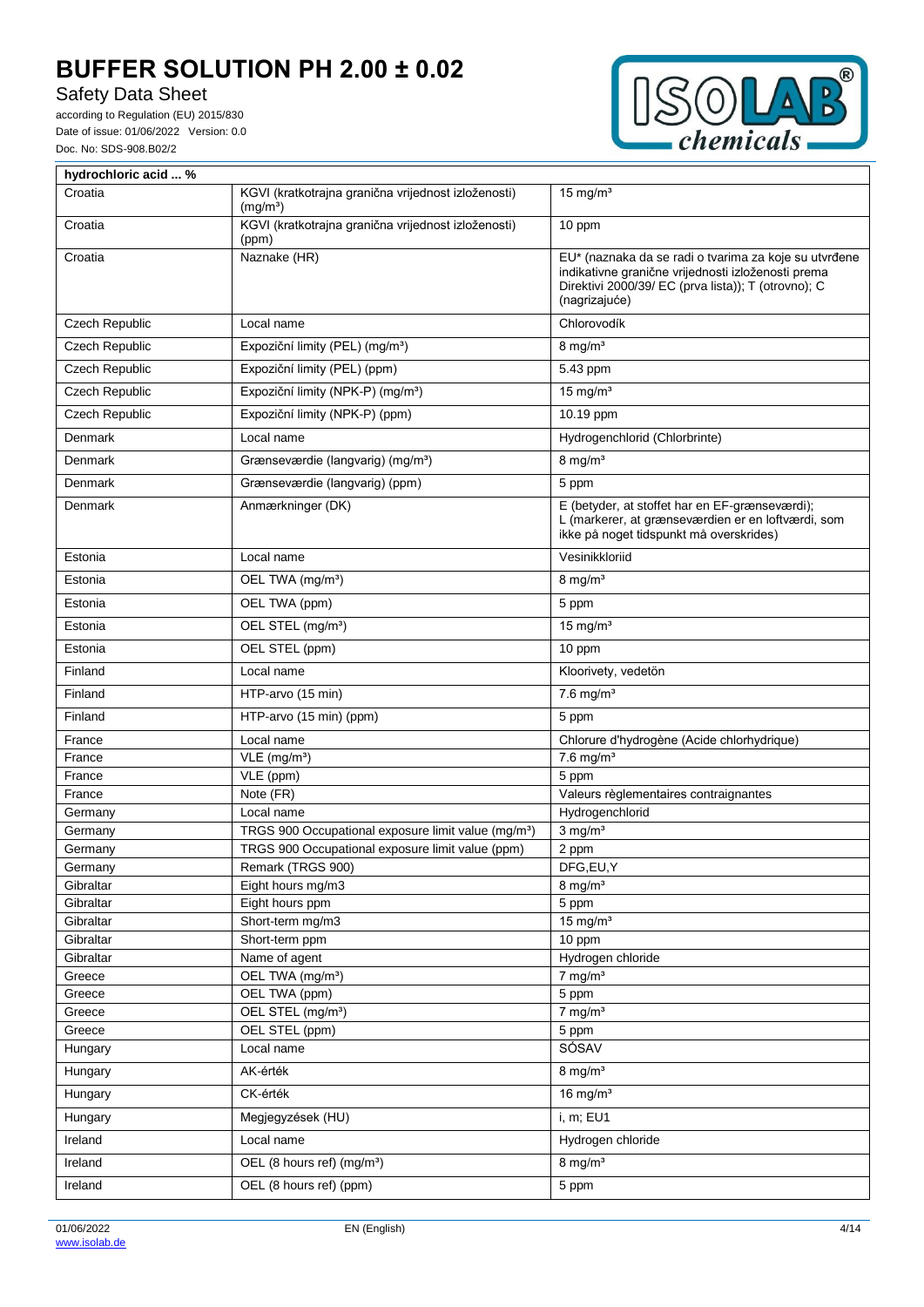| hydrochloric acid ... % | | |
|---|---|---|
| Croatia | KGVI (kratkotrajna granična vrijednost izloženosti) (mg/m³) | 15 mg/m³ |
| Croatia | KGVI (kratkotrajna granična vrijednost izloženosti) (ppm) | 10 ppm |
| Croatia | Naznake (HR) | EU* (naznaka da se radi o tvarima za koje su utvrđene indikativne granične vrijednosti izloženosti prema Direktivi 2000/39/ EC (prva lista)); T (otrovno); C (nagrizajuće) |
| Czech Republic | Local name | Chlorovodík |
| Czech Republic | Expoziční limity (PEL) (mg/m³) | 8 mg/m³ |
| Czech Republic | Expoziční limity (PEL) (ppm) | 5.43 ppm |
| Czech Republic | Expoziční limity (NPK-P) (mg/m³) | 15 mg/m³ |
| Czech Republic | Expoziční limity (NPK-P) (ppm) | 10.19 ppm |
| Denmark | Local name | Hydrogenchlorid (Chlorbrinte) |
| Denmark | Grænseværdie (langvarig) (mg/m³) | 8 mg/m³ |
| Denmark | Grænseværdie (langvarig) (ppm) | 5 ppm |
| Denmark | Anmærkninger (DK) | E (betyder, at stoffet har en EF-grænseværdi); L (markerer, at grænseværdien er en loftværdi, som ikke på noget tidspunkt må overskrides) |
| Estonia | Local name | Vesinikkloriid |
| Estonia | OEL TWA (mg/m³) | 8 mg/m³ |
| Estonia | OEL TWA (ppm) | 5 ppm |
| Estonia | OEL STEL (mg/m³) | 15 mg/m³ |
| Estonia | OEL STEL (ppm) | 10 ppm |
| Finland | Local name | Kloorivety, vedetön |
| Finland | HTP-arvo (15 min) | 7.6 mg/m³ |
| Finland | HTP-arvo (15 min) (ppm) | 5 ppm |
| France | Local name | Chlorure d'hydrogène (Acide chlorhydrique) |
| France | VLE (mg/m³) | 7.6 mg/m³ |
| France | VLE (ppm) | 5 ppm |
| France | Note (FR) | Valeurs règlementaires contraignantes |
| Germany | Local name | Hydrogenchlorid |
| Germany | TRGS 900 Occupational exposure limit value (mg/m³) | 3 mg/m³ |
| Germany | TRGS 900 Occupational exposure limit value (ppm) | 2 ppm |
| Germany | Remark (TRGS 900) | DFG,EU,Y |
| Gibraltar | Eight hours mg/m3 | 8 mg/m³ |
| Gibraltar | Eight hours ppm | 5 ppm |
| Gibraltar | Short-term mg/m3 | 15 mg/m³ |
| Gibraltar | Short-term ppm | 10 ppm |
| Gibraltar | Name of agent | Hydrogen chloride |
| Greece | OEL TWA (mg/m³) | 7 mg/m³ |
| Greece | OEL TWA (ppm) | 5 ppm |
| Greece | OEL STEL (mg/m³) | 7 mg/m³ |
| Greece | OEL STEL (ppm) | 5 ppm |
| Hungary | Local name | SÓSAV |
| Hungary | AK-érték | 8 mg/m³ |
| Hungary | CK-érték | 16 mg/m³ |
| Hungary | Megjegyzések (HU) | i, m; EU1 |
| Ireland | Local name | Hydrogen chloride |
| Ireland | OEL (8 hours ref) (mg/m³) | 8 mg/m³ |
| Ireland | OEL (8 hours ref) (ppm) | 5 ppm |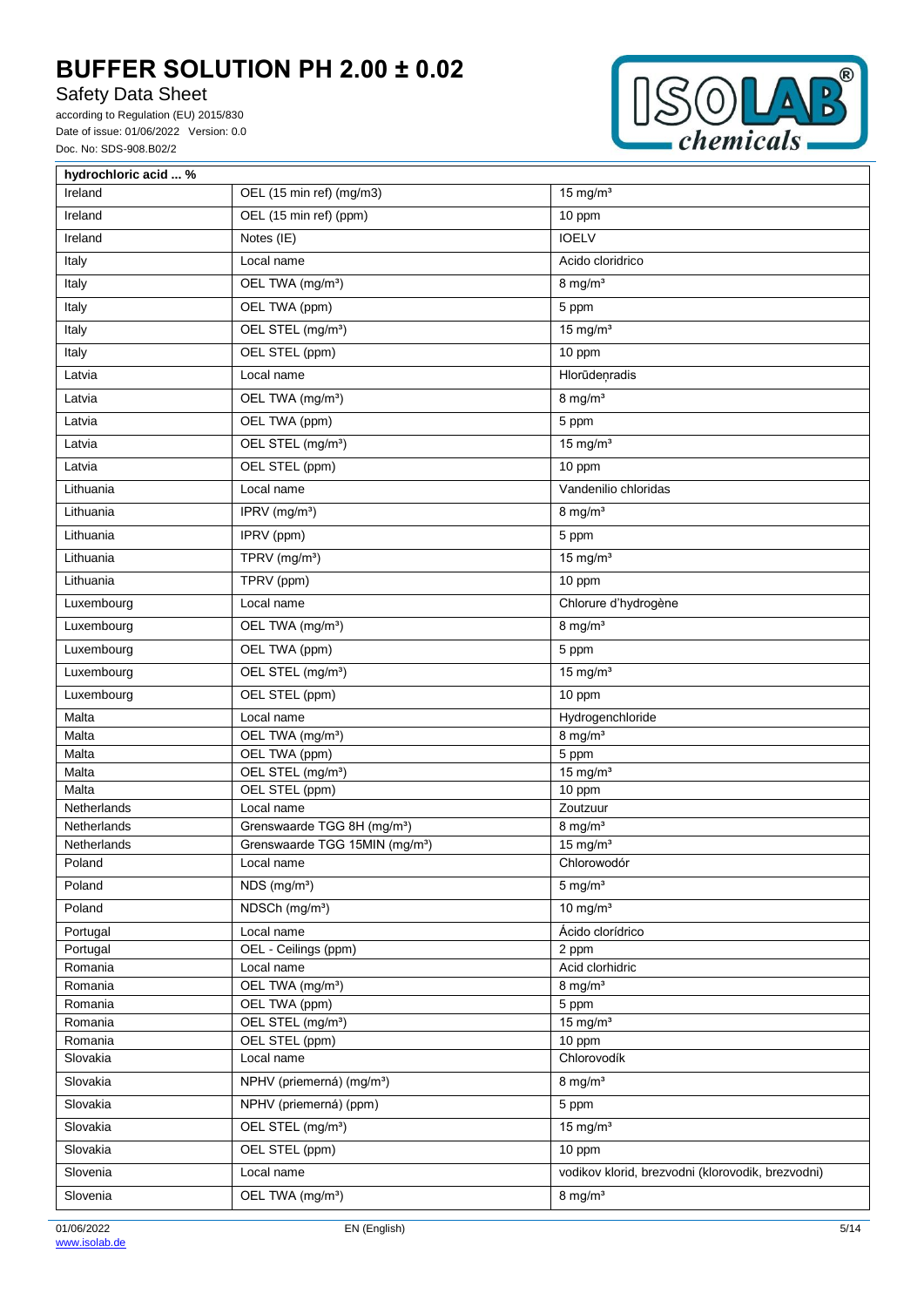| hydrochloric acid ... % | | |
|---|---|---|
| Ireland | OEL (15 min ref) (mg/m3) | 15 mg/m³ |
| Ireland | OEL (15 min ref) (ppm) | 10 ppm |
| Ireland | Notes (IE) | IOELV |
| Italy | Local name | Acido cloridrico |
| Italy | OEL TWA (mg/m³) | 8 mg/m³ |
| Italy | OEL TWA (ppm) | 5 ppm |
| Italy | OEL STEL (mg/m³) | 15 mg/m³ |
| Italy | OEL STEL (ppm) | 10 ppm |
| Latvia | Local name | Hlorūdeņradis |
| Latvia | OEL TWA (mg/m³) | 8 mg/m³ |
| Latvia | OEL TWA (ppm) | 5 ppm |
| Latvia | OEL STEL (mg/m³) | 15 mg/m³ |
| Latvia | OEL STEL (ppm) | 10 ppm |
| Lithuania | Local name | Vandenilio chloridas |
| Lithuania | IPRV (mg/m³) | 8 mg/m³ |
| Lithuania | IPRV (ppm) | 5 ppm |
| Lithuania | TPRV (mg/m³) | 15 mg/m³ |
| Lithuania | TPRV (ppm) | 10 ppm |
| Luxembourg | Local name | Chlorure d'hydrogène |
| Luxembourg | OEL TWA (mg/m³) | 8 mg/m³ |
| Luxembourg | OEL TWA (ppm) | 5 ppm |
| Luxembourg | OEL STEL (mg/m³) | 15 mg/m³ |
| Luxembourg | OEL STEL (ppm) | 10 ppm |
| Malta | Local name | Hydrogenchloride |
| Malta | OEL TWA (mg/m³) | 8 mg/m³ |
| Malta | OEL TWA (ppm) | 5 ppm |
| Malta | OEL STEL (mg/m³) | 15 mg/m³ |
| Malta | OEL STEL (ppm) | 10 ppm |
| Netherlands | Local name | Zoutzuur |
| Netherlands | Grenswaarde TGG 8H (mg/m³) | 8 mg/m³ |
| Netherlands | Grenswaarde TGG 15MIN (mg/m³) | 15 mg/m³ |
| Poland | Local name | Chlorowodór |
| Poland | NDS (mg/m³) | 5 mg/m³ |
| Poland | NDSCh (mg/m³) | 10 mg/m³ |
| Portugal | Local name | Ácido clorídrico |
| Portugal | OEL - Ceilings (ppm) | 2 ppm |
| Romania | Local name | Acid clorhidric |
| Romania | OEL TWA (mg/m³) | 8 mg/m³ |
| Romania | OEL TWA (ppm) | 5 ppm |
| Romania | OEL STEL (mg/m³) | 15 mg/m³ |
| Romania | OEL STEL (ppm) | 10 ppm |
| Slovakia | Local name | Chlorovodík |
| Slovakia | NPHV (priemerná) (mg/m³) | 8 mg/m³ |
| Slovakia | NPHV (priemerná) (ppm) | 5 ppm |
| Slovakia | OEL STEL (mg/m³) | 15 mg/m³ |
| Slovakia | OEL STEL (ppm) | 10 ppm |
| Slovenia | Local name | vodikov klorid, brezvodni (klorovodik, brezvodni) |
| Slovenia | OEL TWA (mg/m³) | 8 mg/m³ |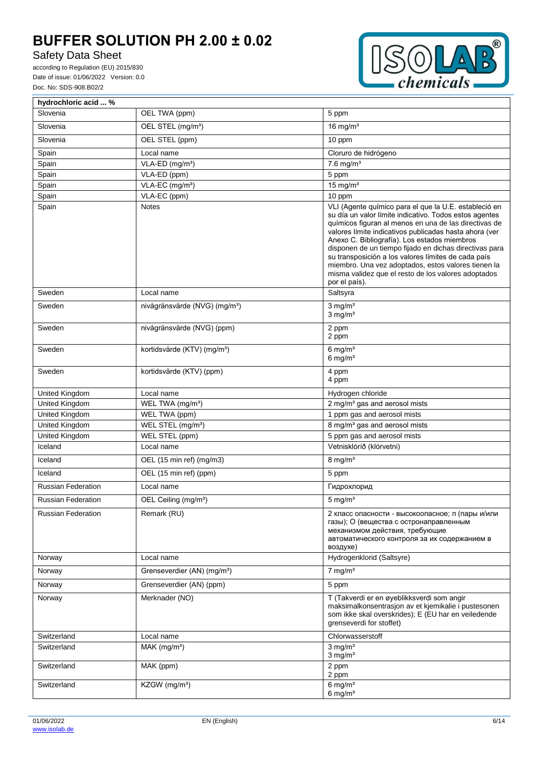| hydrochloric acid ... % | | |
|---|---|---|
| Slovenia | OEL TWA (ppm) | 5 ppm |
| Slovenia | OEL STEL (mg/m³) | 16 mg/m³ |
| Slovenia | OEL STEL (ppm) | 10 ppm |
| Spain | Local name | Cloruro de hidrógeno |
| Spain | VLA-ED (mg/m³) | 7.6 mg/m³ |
| Spain | VLA-ED (ppm) | 5 ppm |
| Spain | VLA-EC (mg/m³) | 15 mg/m³ |
| Spain | VLA-EC (ppm) | 10 ppm |
| Spain | Notes | VLI (Agente químico para el que la U.E. estableció en su día un valor límite indicativo. Todos estos agentes químicos figuran al menos en una de las directivas de valores límite indicativos publicadas hasta ahora (ver Anexo C. Bibliografía). Los estados miembros disponen de un tiempo fijado en dichas directivas para su transposición a los valores límites de cada país miembro. Una vez adoptados, estos valores tienen la misma validez que el resto de los valores adoptados por el país). |
| Sweden | Local name | Saltsyra |
| Sweden | nivågränsvärde (NVG) (mg/m³) | 3 mg/m³<br>3 mg/m³ |
| Sweden | nivågränsvärde (NVG) (ppm) | 2 ppm<br>2 ppm |
| Sweden | kortidsvärde (KTV) (mg/m³) | 6 mg/m³<br>6 mg/m³ |
| Sweden | kortidsvärde (KTV) (ppm) | 4 ppm<br>4 ppm |
| United Kingdom | Local name | Hydrogen chloride |
| United Kingdom | WEL TWA (mg/m³) | 2 mg/m³ gas and aerosol mists |
| United Kingdom | WEL TWA (ppm) | 1 ppm gas and aerosol mists |
| United Kingdom | WEL STEL (mg/m³) | 8 mg/m³ gas and aerosol mists |
| United Kingdom | WEL STEL (ppm) | 5 ppm gas and aerosol mists |
| Iceland | Local name | Vetnisklóríð (klórvetni) |
| Iceland | OEL (15 min ref) (mg/m3) | 8 mg/m³ |
| Iceland | OEL (15 min ref) (ppm) | 5 ppm |
| Russian Federation | Local name | Гидрохлорид |
| Russian Federation | OEL Ceiling (mg/m³) | 5 mg/m³ |
| Russian Federation | Remark (RU) | 2 класс опасности - высокоопасное; п (пары и/или газы); О (вещества с остронаправленным механизмом действия, требующие автоматического контроля за их содержанием в воздухе) |
| Norway | Local name | Hydrogenklorid (Saltsyre) |
| Norway | Grenseverdier (AN) (mg/m³) | 7 mg/m³ |
| Norway | Grenseverdier (AN) (ppm) | 5 ppm |
| Norway | Merknader (NO) | T (Takverdi er en øyeblikksverdi som angir maksimalkonsentrasjon av et kjemikalie i pustesonen som ikke skal overskrides); E (EU har en veiledende grenseverdi for stoffet) |
| Switzerland | Local name | Chlorwasserstoff |
| Switzerland | MAK (mg/m³) | 3 mg/m³<br>3 mg/m³ |
| Switzerland | MAK (ppm) | 2 ppm<br>2 ppm |
| Switzerland | KZGW (mg/m³) | 6 mg/m³<br>6 mg/m³ |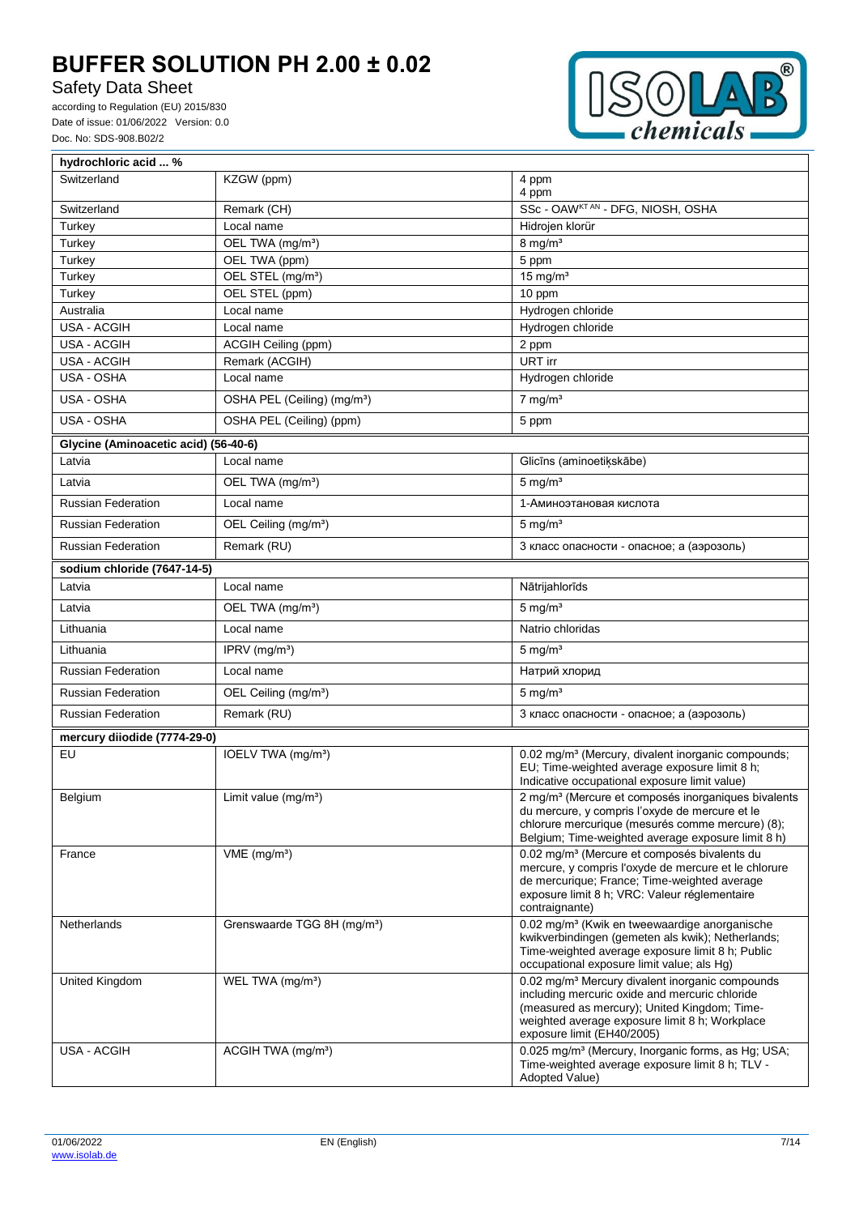| hydrochloric acid ... % | | |
|---|---|---|
| Switzerland | KZGW (ppm) | 4 ppm<br>4 ppm |
| Switzerland | Remark (CH) | SSc - OAW[KT AN] - DFG, NIOSH, OSHA |
| Turkey | Local name | Hidrojen klorür |
| Turkey | OEL TWA (mg/m³) | 8 mg/m³ |
| Turkey | OEL TWA (ppm) | 5 ppm |
| Turkey | OEL STEL (mg/m³) | 15 mg/m³ |
| Turkey | OEL STEL (ppm) | 10 ppm |
| Australia | Local name | Hydrogen chloride |
| USA - ACGIH | Local name | Hydrogen chloride |
| USA - ACGIH | ACGIH Ceiling (ppm) | 2 ppm |
| USA - ACGIH | Remark (ACGIH) | URT irr |
| USA - OSHA | Local name | Hydrogen chloride |
| USA - OSHA | OSHA PEL (Ceiling) (mg/m³) | 7 mg/m³ |
| USA - OSHA | OSHA PEL (Ceiling) (ppm) | 5 ppm |

| Glycine (Aminoacetic acid) (56-40-6) | | |
|---|---|---|
| Latvia | Local name | Glicīns (aminoetiķskābe) |
| Latvia | OEL TWA (mg/m³) | 5 mg/m³ |
| Russian Federation | Local name | 1-Аминоэтановая кислота |
| Russian Federation | OEL Ceiling (mg/m³) | 5 mg/m³ |
| Russian Federation | Remark (RU) | 3 класс опасности - опасное; а (аэрозоль) |

| sodium chloride (7647-14-5) | | |
|---|---|---|
| Latvia | Local name | Nātrijahlorīds |
| Latvia | OEL TWA (mg/m³) | 5 mg/m³ |
| Lithuania | Local name | Natrio chloridas |
| Lithuania | IPRV (mg/m³) | 5 mg/m³ |
| Russian Federation | Local name | Натрий хлорид |
| Russian Federation | OEL Ceiling (mg/m³) | 5 mg/m³ |
| Russian Federation | Remark (RU) | 3 класс опасности - опасное; а (аэрозоль) |

| mercury diiodide (7774-29-0) | | |
|---|---|---|
| EU | IOELV TWA (mg/m³) | 0.02 mg/m³ (Mercury, divalent inorganic compounds; EU; Time-weighted average exposure limit 8 h; Indicative occupational exposure limit value) |
| Belgium | Limit value (mg/m³) | 2 mg/m³ (Mercure et composés inorganiques bivalents du mercure, y compris l'oxyde de mercure et le chlorure mercurique (mesurés comme mercure) (8); Belgium; Time-weighted average exposure limit 8 h) |
| France | VME (mg/m³) | 0.02 mg/m³ (Mercure et composés bivalents du mercure, y compris l'oxyde de mercure et le chlorure de mercurique; France; Time-weighted average exposure limit 8 h; VRC: Valeur réglementaire contraignante) |
| Netherlands | Grenswaarde TGG 8H (mg/m³) | 0.02 mg/m³ (Kwik en tweewaardige anorganische kwikverbindingen (gemeten als kwik); Netherlands; Time-weighted average exposure limit 8 h; Public occupational exposure limit value; als Hg) |
| United Kingdom | WEL TWA (mg/m³) | 0.02 mg/m³ Mercury divalent inorganic compounds including mercuric oxide and mercuric chloride (measured as mercury); United Kingdom; Time-weighted average exposure limit 8 h; Workplace exposure limit (EH40/2005) |
| USA - ACGIH | ACGIH TWA (mg/m³) | 0.025 mg/m³ (Mercury, Inorganic forms, as Hg; USA; Time-weighted average exposure limit 8 h; TLV - Adopted Value) |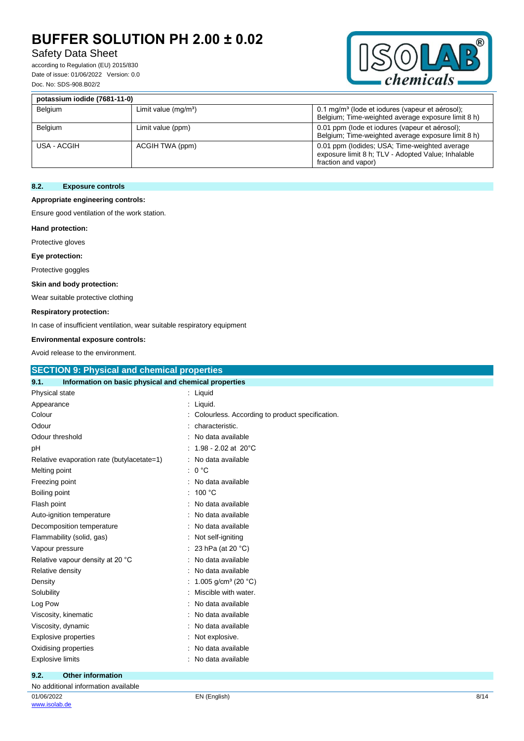| potassium iodide (7681-11-0) | | |
|---|---|---|
| Belgium | Limit value (mg/m³) | 0.1 mg/m³ (Iode et iodures (vapeur et aérosol); Belgium; Time-weighted average exposure limit 8 h) |
| Belgium | Limit value (ppm) | 0.01 ppm (Iode et iodures (vapeur et aérosol); Belgium; Time-weighted average exposure limit 8 h) |
| USA - ACGIH | ACGIH TWA (ppm) | 0.01 ppm (Iodides; USA; Time-weighted average exposure limit 8 h; TLV - Adopted Value; Inhalable fraction and vapor) |

### 8.2. Exposure controls

**Appropriate engineering controls:**

Ensure good ventilation of the work station.

**Hand protection:**

Protective gloves

**Eye protection:**

Protective goggles

**Skin and body protection:**

Wear suitable protective clothing

**Respiratory protection:**

In case of insufficient ventilation, wear suitable respiratory equipment

**Environmental exposure controls:**

Avoid release to the environment.

## SECTION 9: Physical and chemical properties

### 9.1. Information on basic physical and chemical properties

| Property | Value |
|---|---|
| Physical state | Liquid |
| Appearance | Liquid. |
| Colour | Colourless. According to product specification. |
| Odour | characteristic. |
| Odour threshold | No data available |
| pH | 1.98 - 2.02 at 20°C |
| Relative evaporation rate (butylacetate=1) | No data available |
| Melting point | 0 °C |
| Freezing point | No data available |
| Boiling point | 100 °C |
| Flash point | No data available |
| Auto-ignition temperature | No data available |
| Decomposition temperature | No data available |
| Flammability (solid, gas) | Not self-igniting |
| Vapour pressure | 23 hPa (at 20 °C) |
| Relative vapour density at 20 °C | No data available |
| Relative density | No data available |
| Density | 1.005 g/cm³ (20 °C) |
| Solubility | Miscible with water. |
| Log Pow | No data available |
| Viscosity, kinematic | No data available |
| Viscosity, dynamic | No data available |
| Explosive properties | Not explosive. |
| Oxidising properties | No data available |
| Explosive limits | No data available |

### 9.2. Other information

No additional information available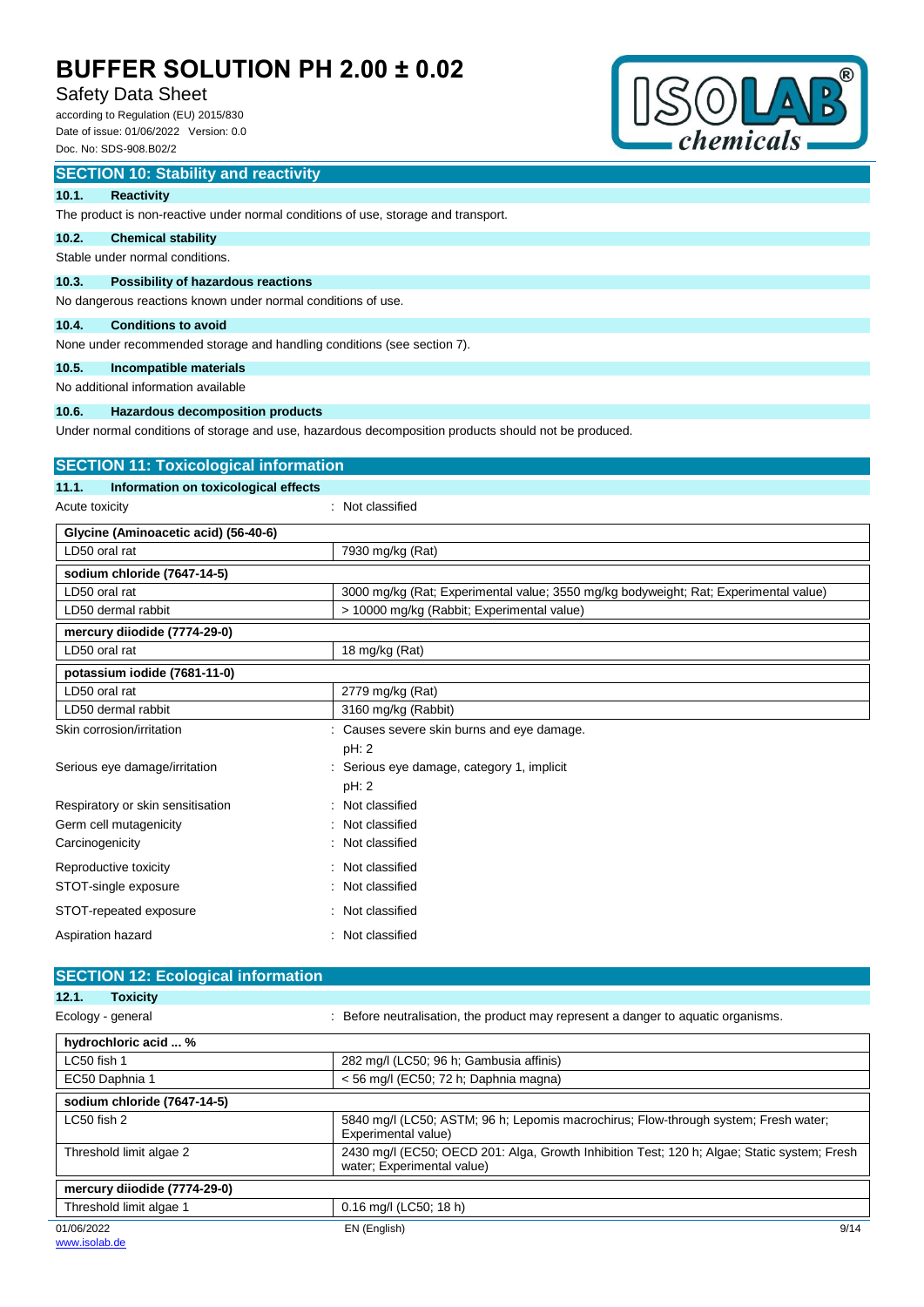## SECTION 10: Stability and reactivity

### 10.1. Reactivity

The product is non-reactive under normal conditions of use, storage and transport.

### 10.2. Chemical stability

Stable under normal conditions.

### 10.3. Possibility of hazardous reactions

No dangerous reactions known under normal conditions of use.

### 10.4. Conditions to avoid

None under recommended storage and handling conditions (see section 7).

### 10.5. Incompatible materials

No additional information available

### 10.6. Hazardous decomposition products

Under normal conditions of storage and use, hazardous decomposition products should not be produced.

## SECTION 11: Toxicological information

### 11.1. Information on toxicological effects

Acute toxicity : Not classified

| Glycine (Aminoacetic acid) (56-40-6) | |
|---|---|
| LD50 oral rat | 7930 mg/kg (Rat) |

| sodium chloride (7647-14-5) | |
|---|---|
| LD50 oral rat | 3000 mg/kg (Rat; Experimental value; 3550 mg/kg bodyweight; Rat; Experimental value) |
| LD50 dermal rabbit | > 10000 mg/kg (Rabbit; Experimental value) |

| mercury diiodide (7774-29-0) | |
|---|---|
| LD50 oral rat | 18 mg/kg (Rat) |

| potassium iodide (7681-11-0) | |
|---|---|
| LD50 oral rat | 2779 mg/kg (Rat) |
| LD50 dermal rabbit | 3160 mg/kg (Rabbit) |

Skin corrosion/irritation : Causes severe skin burns and eye damage.
pH: 2

Serious eye damage/irritation : Serious eye damage, category 1, implicit
pH: 2

Respiratory or skin sensitisation : Not classified

Germ cell mutagenicity : Not classified

Carcinogenicity : Not classified

Reproductive toxicity : Not classified

STOT-single exposure : Not classified

STOT-repeated exposure : Not classified

Aspiration hazard : Not classified

## SECTION 12: Ecological information

### 12.1. Toxicity

Ecology - general : Before neutralisation, the product may represent a danger to aquatic organisms.

| hydrochloric acid ... % | |
|---|---|
| LC50 fish 1 | 282 mg/l (LC50; 96 h; Gambusia affinis) |
| EC50 Daphnia 1 | < 56 mg/l (EC50; 72 h; Daphnia magna) |

| sodium chloride (7647-14-5) | |
|---|---|
| LC50 fish 2 | 5840 mg/l (LC50; ASTM; 96 h; Lepomis macrochirus; Flow-through system; Fresh water; Experimental value) |
| Threshold limit algae 2 | 2430 mg/l (EC50; OECD 201: Alga, Growth Inhibition Test; 120 h; Algae; Static system; Fresh water; Experimental value) |

| mercury diiodide (7774-29-0) | |
|---|---|
| Threshold limit algae 1 | 0.16 mg/l (LC50; 18 h) |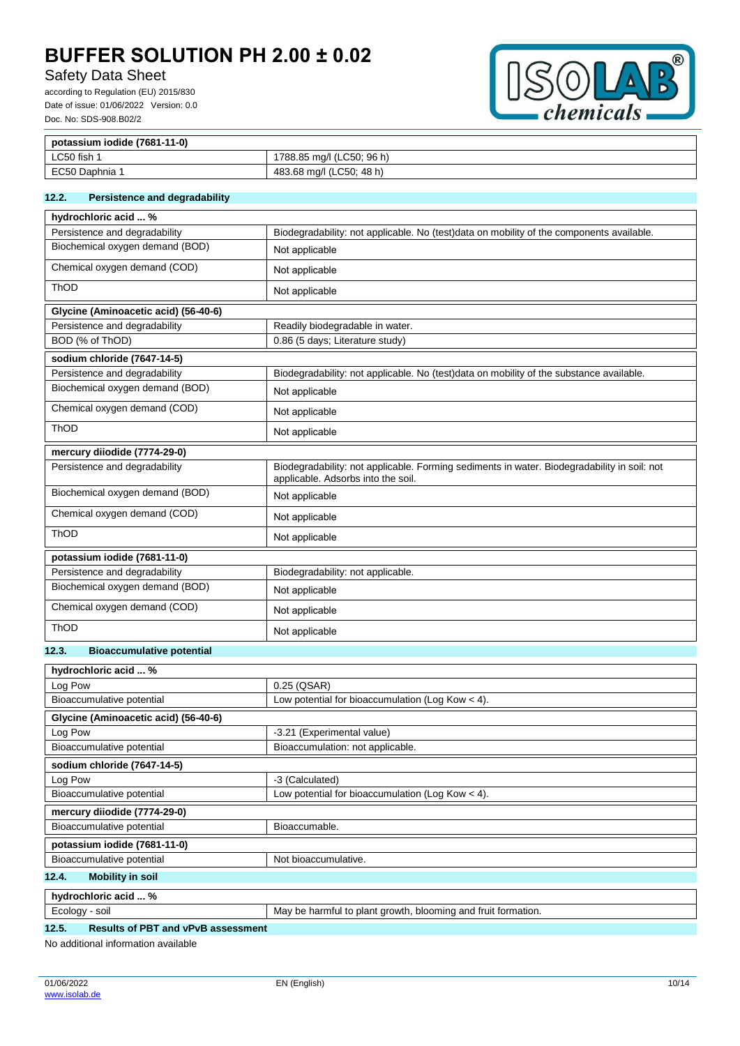| potassium iodide (7681-11-0) | |
|---|---|
| LC50 fish 1 | 1788.85 mg/l (LC50; 96 h) |
| EC50 Daphnia 1 | 483.68 mg/l (LC50; 48 h) |

### 12.2. Persistence and degradability

| hydrochloric acid ... % | |
|---|---|
| Persistence and degradability | Biodegradability: not applicable. No (test)data on mobility of the components available. |
| Biochemical oxygen demand (BOD) | Not applicable |
| Chemical oxygen demand (COD) | Not applicable |
| ThOD | Not applicable |

| Glycine (Aminoacetic acid) (56-40-6) | |
|---|---|
| Persistence and degradability | Readily biodegradable in water. |
| BOD (% of ThOD) | 0.86 (5 days; Literature study) |

| sodium chloride (7647-14-5) | |
|---|---|
| Persistence and degradability | Biodegradability: not applicable. No (test)data on mobility of the substance available. |
| Biochemical oxygen demand (BOD) | Not applicable |
| Chemical oxygen demand (COD) | Not applicable |
| ThOD | Not applicable |

| mercury diiodide (7774-29-0) | |
|---|---|
| Persistence and degradability | Biodegradability: not applicable. Forming sediments in water. Biodegradability in soil: not applicable. Adsorbs into the soil. |
| Biochemical oxygen demand (BOD) | Not applicable |
| Chemical oxygen demand (COD) | Not applicable |
| ThOD | Not applicable |

| potassium iodide (7681-11-0) | |
|---|---|
| Persistence and degradability | Biodegradability: not applicable. |
| Biochemical oxygen demand (BOD) | Not applicable |
| Chemical oxygen demand (COD) | Not applicable |
| ThOD | Not applicable |

### 12.3. Bioaccumulative potential

| hydrochloric acid ... % | |
|---|---|
| Log Pow | 0.25 (QSAR) |
| Bioaccumulative potential | Low potential for bioaccumulation (Log Kow < 4). |

| Glycine (Aminoacetic acid) (56-40-6) | |
|---|---|
| Log Pow | -3.21 (Experimental value) |
| Bioaccumulative potential | Bioaccumulation: not applicable. |

| sodium chloride (7647-14-5) | |
|---|---|
| Log Pow | -3 (Calculated) |
| Bioaccumulative potential | Low potential for bioaccumulation (Log Kow < 4). |

| mercury diiodide (7774-29-0) | |
|---|---|
| Bioaccumulative potential | Bioaccumable. |

| potassium iodide (7681-11-0) | |
|---|---|
| Bioaccumulative potential | Not bioaccumulative. |

### 12.4. Mobility in soil

| hydrochloric acid ... % | |
|---|---|
| Ecology - soil | May be harmful to plant growth, blooming and fruit formation. |

### 12.5. Results of PBT and vPvB assessment

No additional information available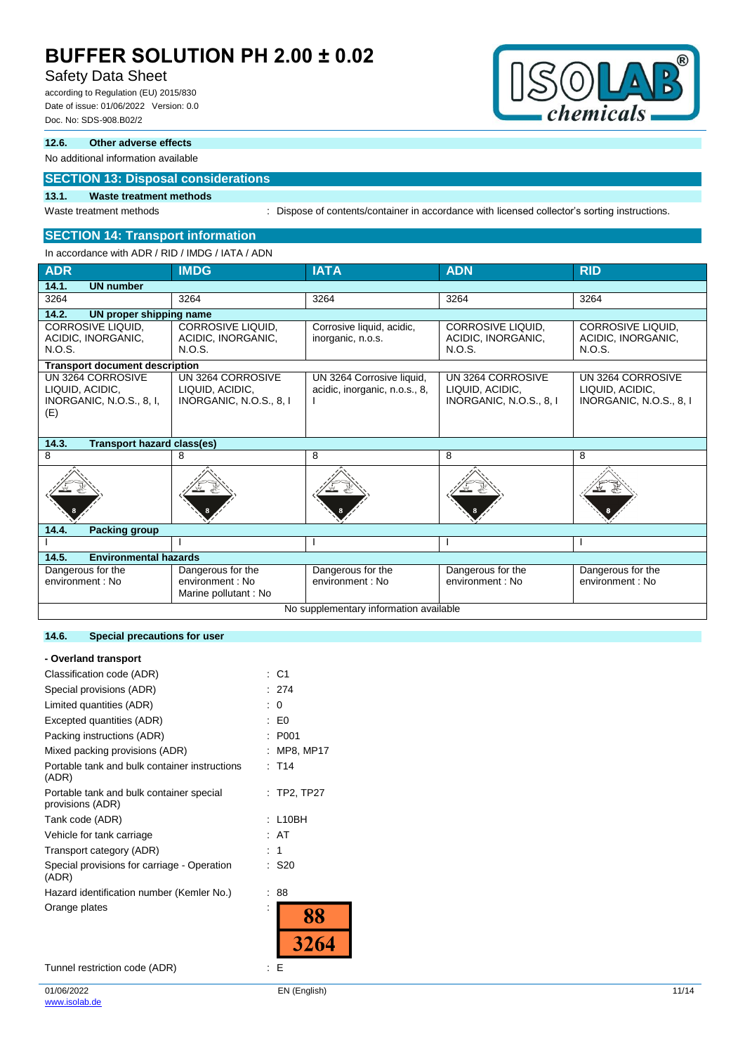#### 12.6. Other adverse effects

No additional information available

## SECTION 13: Disposal considerations

#### 13.1. Waste treatment methods

Waste treatment methods : Dispose of contents/container in accordance with licensed collector's sorting instructions.

## SECTION 14: Transport information

In accordance with ADR / RID / IMDG / IATA / ADN

| ADR | IMDG | IATA | ADN | RID |
|---|---|---|---|---|
| **14.1. UN number** | | | | |
| 3264 | 3264 | 3264 | 3264 | 3264 |
| **14.2. UN proper shipping name** | | | | |
| CORROSIVE LIQUID, ACIDIC, INORGANIC, N.O.S. | CORROSIVE LIQUID, ACIDIC, INORGANIC, N.O.S. | Corrosive liquid, acidic, inorganic, n.o.s. | CORROSIVE LIQUID, ACIDIC, INORGANIC, N.O.S. | CORROSIVE LIQUID, ACIDIC, INORGANIC, N.O.S. |
| **Transport document description** | | | | |
| UN 3264 CORROSIVE LIQUID, ACIDIC, INORGANIC, N.O.S., 8, I, (E) | UN 3264 CORROSIVE LIQUID, ACIDIC, INORGANIC, N.O.S., 8, I | UN 3264 Corrosive liquid, acidic, inorganic, n.o.s., 8, I | UN 3264 CORROSIVE LIQUID, ACIDIC, INORGANIC, N.O.S., 8, I | UN 3264 CORROSIVE LIQUID, ACIDIC, INORGANIC, N.O.S., 8, I |
| **14.3. Transport hazard class(es)** | | | | |
| 8 | 8 | 8 | 8 | 8 |
| **14.4. Packing group** | | | | |
| I | I | I | I | I |
| **14.5. Environmental hazards** | | | | |
| Dangerous for the environment : No | Dangerous for the environment : No<br>Marine pollutant : No | Dangerous for the environment : No | Dangerous for the environment : No | Dangerous for the environment : No |
| No supplementary information available | | | | |

#### 14.6. Special precautions for user

**- Overland transport**

Classification code (ADR) : C1

Special provisions (ADR) : 274

Limited quantities (ADR) : 0

Excepted quantities (ADR) : E0

Packing instructions (ADR) : P001

Mixed packing provisions (ADR) : MP8, MP17

Portable tank and bulk container instructions (ADR) : T14

Portable tank and bulk container special provisions (ADR) : TP2, TP27

Tank code (ADR) : L10BH

Vehicle for tank carriage : AT

Transport category (ADR) : 1

Special provisions for carriage - Operation (ADR) : S20

Hazard identification number (Kemler No.) : 88

Orange plates : 88 / 3264

Tunnel restriction code (ADR) : E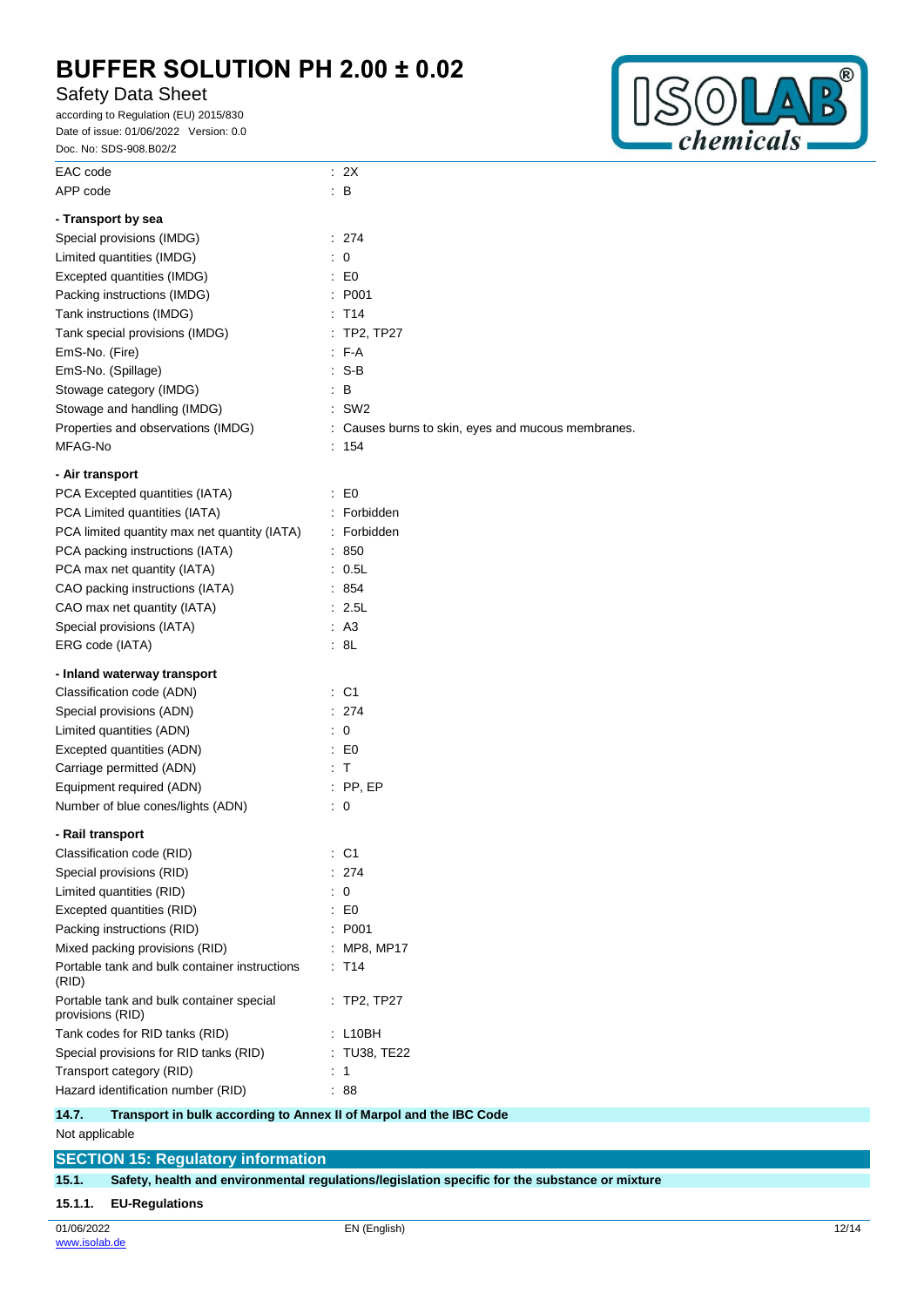| | |
|---|---|
| EAC code | : 2X |
| APP code | : B |

**- Transport by sea**

| | |
|---|---|
| Special provisions (IMDG) | : 274 |
| Limited quantities (IMDG) | : 0 |
| Excepted quantities (IMDG) | : E0 |
| Packing instructions (IMDG) | : P001 |
| Tank instructions (IMDG) | : T14 |
| Tank special provisions (IMDG) | : TP2, TP27 |
| EmS-No. (Fire) | : F-A |
| EmS-No. (Spillage) | : S-B |
| Stowage category (IMDG) | : B |
| Stowage and handling (IMDG) | : SW2 |
| Properties and observations (IMDG) | : Causes burns to skin, eyes and mucous membranes. |
| MFAG-No | : 154 |

**- Air transport**

| | |
|---|---|
| PCA Excepted quantities (IATA) | : E0 |
| PCA Limited quantities (IATA) | : Forbidden |
| PCA limited quantity max net quantity (IATA) | : Forbidden |
| PCA packing instructions (IATA) | : 850 |
| PCA max net quantity (IATA) | : 0.5L |
| CAO packing instructions (IATA) | : 854 |
| CAO max net quantity (IATA) | : 2.5L |
| Special provisions (IATA) | : A3 |
| ERG code (IATA) | : 8L |

**- Inland waterway transport**

| | |
|---|---|
| Classification code (ADN) | : C1 |
| Special provisions (ADN) | : 274 |
| Limited quantities (ADN) | : 0 |
| Excepted quantities (ADN) | : E0 |
| Carriage permitted (ADN) | : T |
| Equipment required (ADN) | : PP, EP |
| Number of blue cones/lights (ADN) | : 0 |

**- Rail transport**

| | |
|---|---|
| Classification code (RID) | : C1 |
| Special provisions (RID) | : 274 |
| Limited quantities (RID) | : 0 |
| Excepted quantities (RID) | : E0 |
| Packing instructions (RID) | : P001 |
| Mixed packing provisions (RID) | : MP8, MP17 |
| Portable tank and bulk container instructions (RID) | : T14 |
| Portable tank and bulk container special provisions (RID) | : TP2, TP27 |
| Tank codes for RID tanks (RID) | : L10BH |
| Special provisions for RID tanks (RID) | : TU38, TE22 |
| Transport category (RID) | : 1 |
| Hazard identification number (RID) | : 88 |

### 14.7. Transport in bulk according to Annex II of Marpol and the IBC Code

Not applicable

## SECTION 15: Regulatory information

### 15.1. Safety, health and environmental regulations/legislation specific for the substance or mixture

#### 15.1.1. EU-Regulations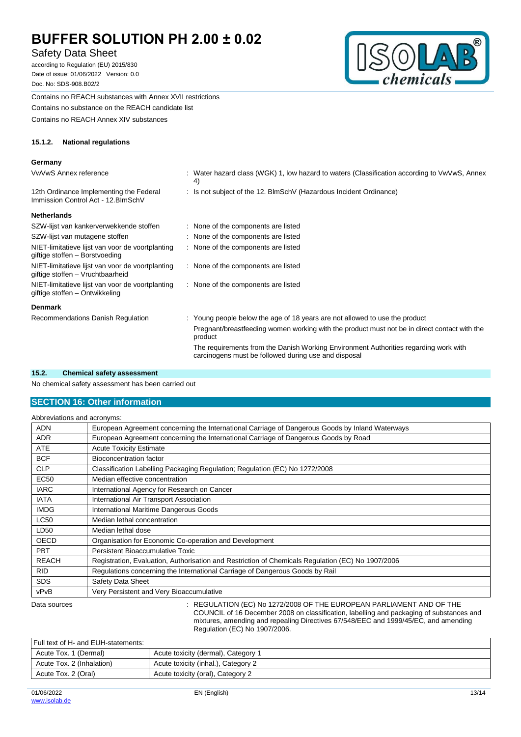Contains no REACH substances with Annex XVII restrictions

Contains no substance on the REACH candidate list

Contains no REACH Annex XIV substances

#### 15.1.2. National regulations

**Germany**

| | |
|---|---|
| VwVwS Annex reference | : Water hazard class (WGK) 1, low hazard to waters (Classification according to VwVwS, Annex 4) |
| 12th Ordinance Implementing the Federal Immission Control Act - 12.BImSchV | : Is not subject of the 12. BlmSchV (Hazardous Incident Ordinance) |

**Netherlands**

| | |
|---|---|
| SZW-lijst van kankerverwekkende stoffen | : None of the components are listed |
| SZW-lijst van mutagene stoffen | : None of the components are listed |
| NIET-limitatieve lijst van voor de voortplanting giftige stoffen – Borstvoeding | : None of the components are listed |
| NIET-limitatieve lijst van voor de voortplanting giftige stoffen – Vruchtbaarheid | : None of the components are listed |
| NIET-limitatieve lijst van voor de voortplanting giftige stoffen – Ontwikkeling | : None of the components are listed |

**Denmark**

| | |
|---|---|
| Recommendations Danish Regulation | : Young people below the age of 18 years are not allowed to use the product<br>Pregnant/breastfeeding women working with the product must not be in direct contact with the product<br>The requirements from the Danish Working Environment Authorities regarding work with carcinogens must be followed during use and disposal |

### 15.2. Chemical safety assessment

No chemical safety assessment has been carried out

## SECTION 16: Other information

Abbreviations and acronyms:

| | |
|---|---|
| ADN | European Agreement concerning the International Carriage of Dangerous Goods by Inland Waterways |
| ADR | European Agreement concerning the International Carriage of Dangerous Goods by Road |
| ATE | Acute Toxicity Estimate |
| BCF | Bioconcentration factor |
| CLP | Classification Labelling Packaging Regulation; Regulation (EC) No 1272/2008 |
| EC50 | Median effective concentration |
| IARC | International Agency for Research on Cancer |
| IATA | International Air Transport Association |
| IMDG | International Maritime Dangerous Goods |
| LC50 | Median lethal concentration |
| LD50 | Median lethal dose |
| OECD | Organisation for Economic Co-operation and Development |
| PBT | Persistent Bioaccumulative Toxic |
| REACH | Registration, Evaluation, Authorisation and Restriction of Chemicals Regulation (EC) No 1907/2006 |
| RID | Regulations concerning the International Carriage of Dangerous Goods by Rail |
| SDS | Safety Data Sheet |
| vPvB | Very Persistent and Very Bioaccumulative |

Data sources : REGULATION (EC) No 1272/2008 OF THE EUROPEAN PARLIAMENT AND OF THE COUNCIL of 16 December 2008 on classification, labelling and packaging of substances and mixtures, amending and repealing Directives 67/548/EEC and 1999/45/EC, and amending Regulation (EC) No 1907/2006.

| Full text of H- and EUH-statements: | |
|---|---|
| Acute Tox. 1 (Dermal) | Acute toxicity (dermal), Category 1 |
| Acute Tox. 2 (Inhalation) | Acute toxicity (inhal.), Category 2 |
| Acute Tox. 2 (Oral) | Acute toxicity (oral), Category 2 |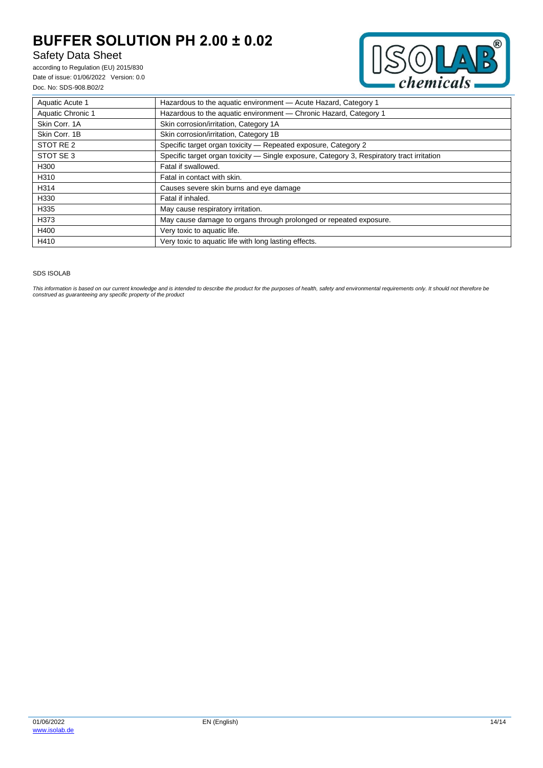| | |
|---|---|
| Aquatic Acute 1 | Hazardous to the aquatic environment — Acute Hazard, Category 1 |
| Aquatic Chronic 1 | Hazardous to the aquatic environment — Chronic Hazard, Category 1 |
| Skin Corr. 1A | Skin corrosion/irritation, Category 1A |
| Skin Corr. 1B | Skin corrosion/irritation, Category 1B |
| STOT RE 2 | Specific target organ toxicity — Repeated exposure, Category 2 |
| STOT SE 3 | Specific target organ toxicity — Single exposure, Category 3, Respiratory tract irritation |
| H300 | Fatal if swallowed. |
| H310 | Fatal in contact with skin. |
| H314 | Causes severe skin burns and eye damage |
| H330 | Fatal if inhaled. |
| H335 | May cause respiratory irritation. |
| H373 | May cause damage to organs through prolonged or repeated exposure. |
| H400 | Very toxic to aquatic life. |
| H410 | Very toxic to aquatic life with long lasting effects. |

SDS ISOLAB

*This information is based on our current knowledge and is intended to describe the product for the purposes of health, safety and environmental requirements only. It should not therefore be construed as guaranteeing any specific property of the product*